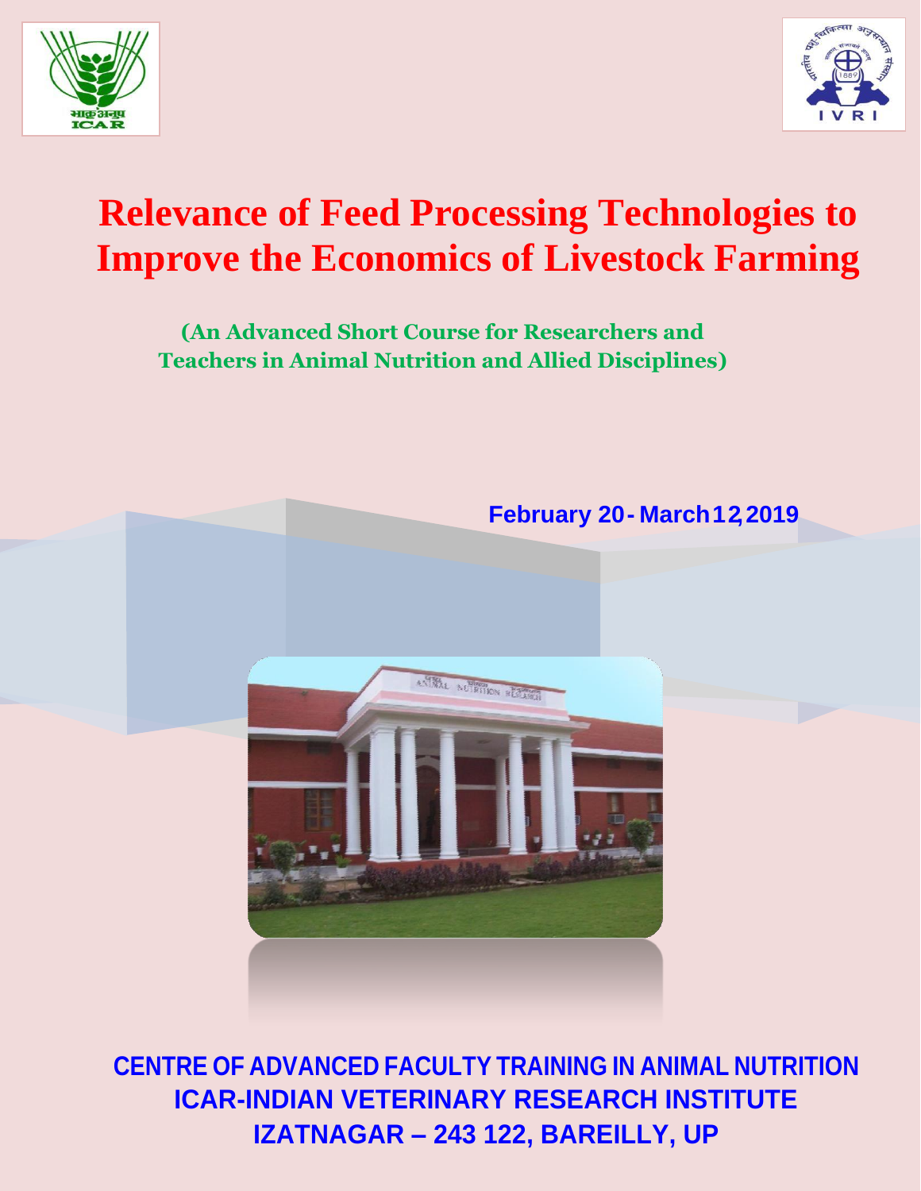# Relevance of Feed Processing Technologies to Improve the Economics of Livestock Farming

**(An Advanced Short Course for Researchers and Teachers in Animal Nutrition and Allied Disciplines)**

**February 20 - March 12, 2019**

**CENTRE OF ADVANCED FACULTY TRAINING IN ANIMAL NUTRITION**
**ICAR-INDIAN VETERINARY RESEARCH INSTITUTE**
**IZATNAGAR – 243 122, BAREILLY, UP**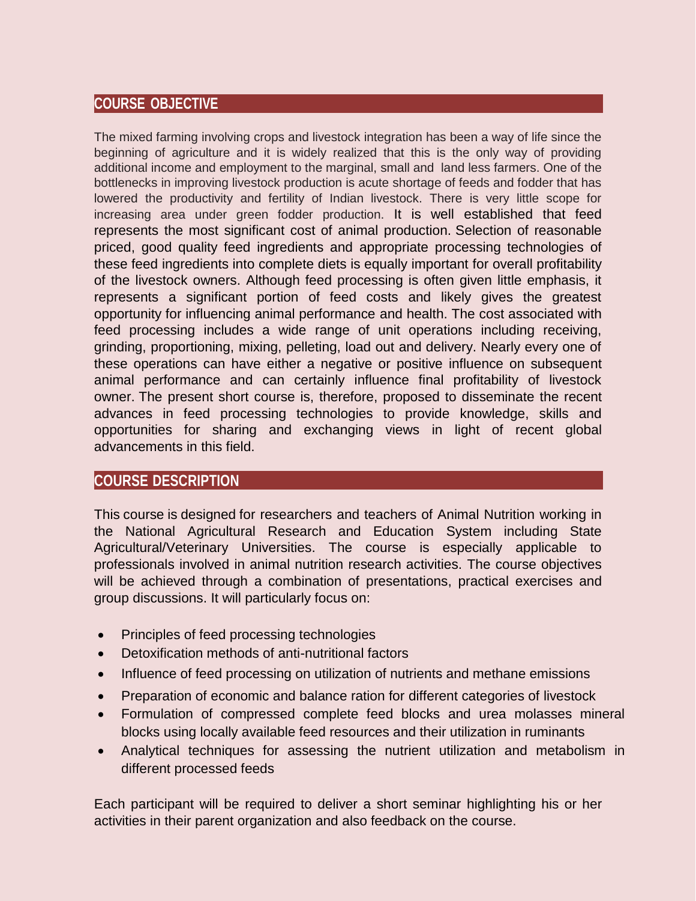## COURSE OBJECTIVE

The mixed farming involving crops and livestock integration has been a way of life since the beginning of agriculture and it is widely realized that this is the only way of providing additional income and employment to the marginal, small and land less farmers. One of the bottlenecks in improving livestock production is acute shortage of feeds and fodder that has lowered the productivity and fertility of Indian livestock. There is very little scope for increasing area under green fodder production. It is well established that feed represents the most significant cost of animal production. Selection of reasonable priced, good quality feed ingredients and appropriate processing technologies of these feed ingredients into complete diets is equally important for overall profitability of the livestock owners. Although feed processing is often given little emphasis, it represents a significant portion of feed costs and likely gives the greatest opportunity for influencing animal performance and health. The cost associated with feed processing includes a wide range of unit operations including receiving, grinding, proportioning, mixing, pelleting, load out and delivery. Nearly every one of these operations can have either a negative or positive influence on subsequent animal performance and can certainly influence final profitability of livestock owner. The present short course is, therefore, proposed to disseminate the recent advances in feed processing technologies to provide knowledge, skills and opportunities for sharing and exchanging views in light of recent global advancements in this field.

## COURSE DESCRIPTION

This course is designed for researchers and teachers of Animal Nutrition working in the National Agricultural Research and Education System including State Agricultural/Veterinary Universities. The course is especially applicable to professionals involved in animal nutrition research activities. The course objectives will be achieved through a combination of presentations, practical exercises and group discussions. It will particularly focus on:

- Principles of feed processing technologies
- Detoxification methods of anti-nutritional factors
- Influence of feed processing on utilization of nutrients and methane emissions
- Preparation of economic and balance ration for different categories of livestock
- Formulation of compressed complete feed blocks and urea molasses mineral blocks using locally available feed resources and their utilization in ruminants
- Analytical techniques for assessing the nutrient utilization and metabolism in different processed feeds

Each participant will be required to deliver a short seminar highlighting his or her activities in their parent organization and also feedback on the course.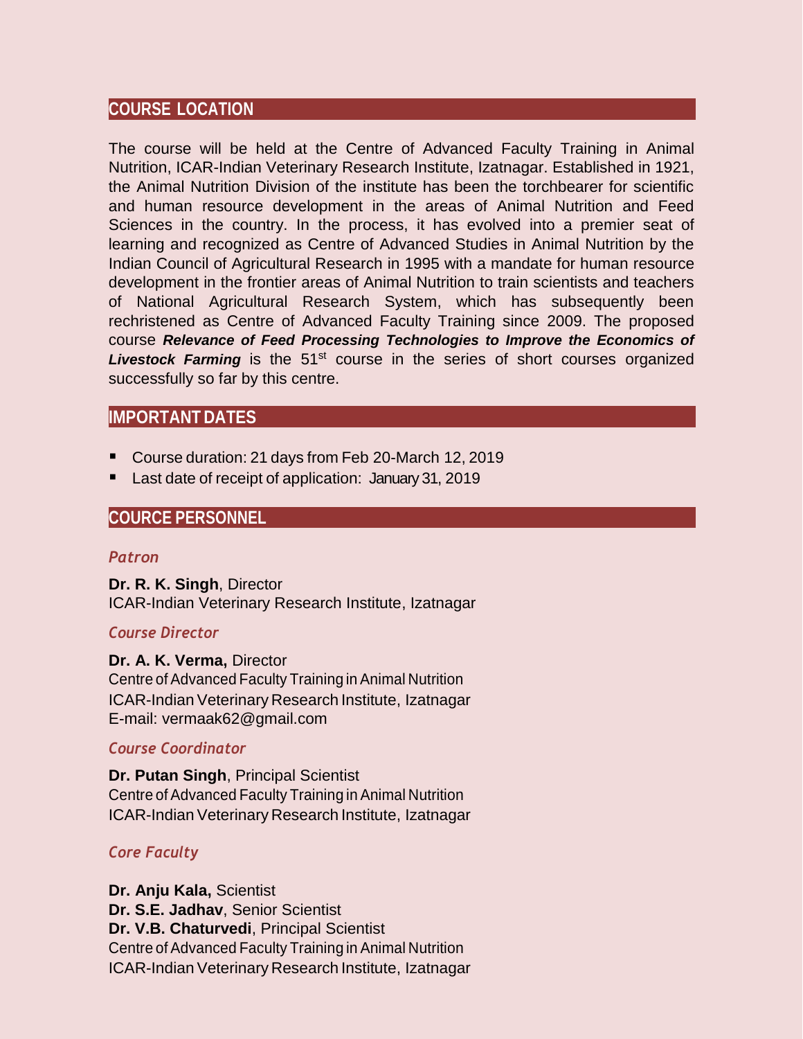## COURSE LOCATION

The course will be held at the Centre of Advanced Faculty Training in Animal Nutrition, ICAR-Indian Veterinary Research Institute, Izatnagar. Established in 1921, the Animal Nutrition Division of the institute has been the torchbearer for scientific and human resource development in the areas of Animal Nutrition and Feed Sciences in the country. In the process, it has evolved into a premier seat of learning and recognized as Centre of Advanced Studies in Animal Nutrition by the Indian Council of Agricultural Research in 1995 with a mandate for human resource development in the frontier areas of Animal Nutrition to train scientists and teachers of National Agricultural Research System, which has subsequently been rechristened as Centre of Advanced Faculty Training since 2009. The proposed course ***Relevance of Feed Processing Technologies to Improve the Economics of Livestock Farming*** is the 51st course in the series of short courses organized successfully so far by this centre.

## IMPORTANT DATES

- Course duration: 21 days from Feb 20-March 12, 2019
- Last date of receipt of application: January 31, 2019

## COURCE PERSONNEL

### *Patron*

**Dr. R. K. Singh**, Director
ICAR-Indian Veterinary Research Institute, Izatnagar

### *Course Director*

**Dr. A. K. Verma,** Director
Centre of Advanced Faculty Training in Animal Nutrition
ICAR-Indian Veterinary Research Institute, Izatnagar
E-mail: vermaak62@gmail.com

### *Course Coordinator*

**Dr. Putan Singh**, Principal Scientist
Centre of Advanced Faculty Training in Animal Nutrition
ICAR-Indian Veterinary Research Institute, Izatnagar

### *Core Faculty*

**Dr. Anju Kala,** Scientist
**Dr. S.E. Jadhav**, Senior Scientist
**Dr. V.B. Chaturvedi**, Principal Scientist
Centre of Advanced Faculty Training in Animal Nutrition
ICAR-Indian Veterinary Research Institute, Izatnagar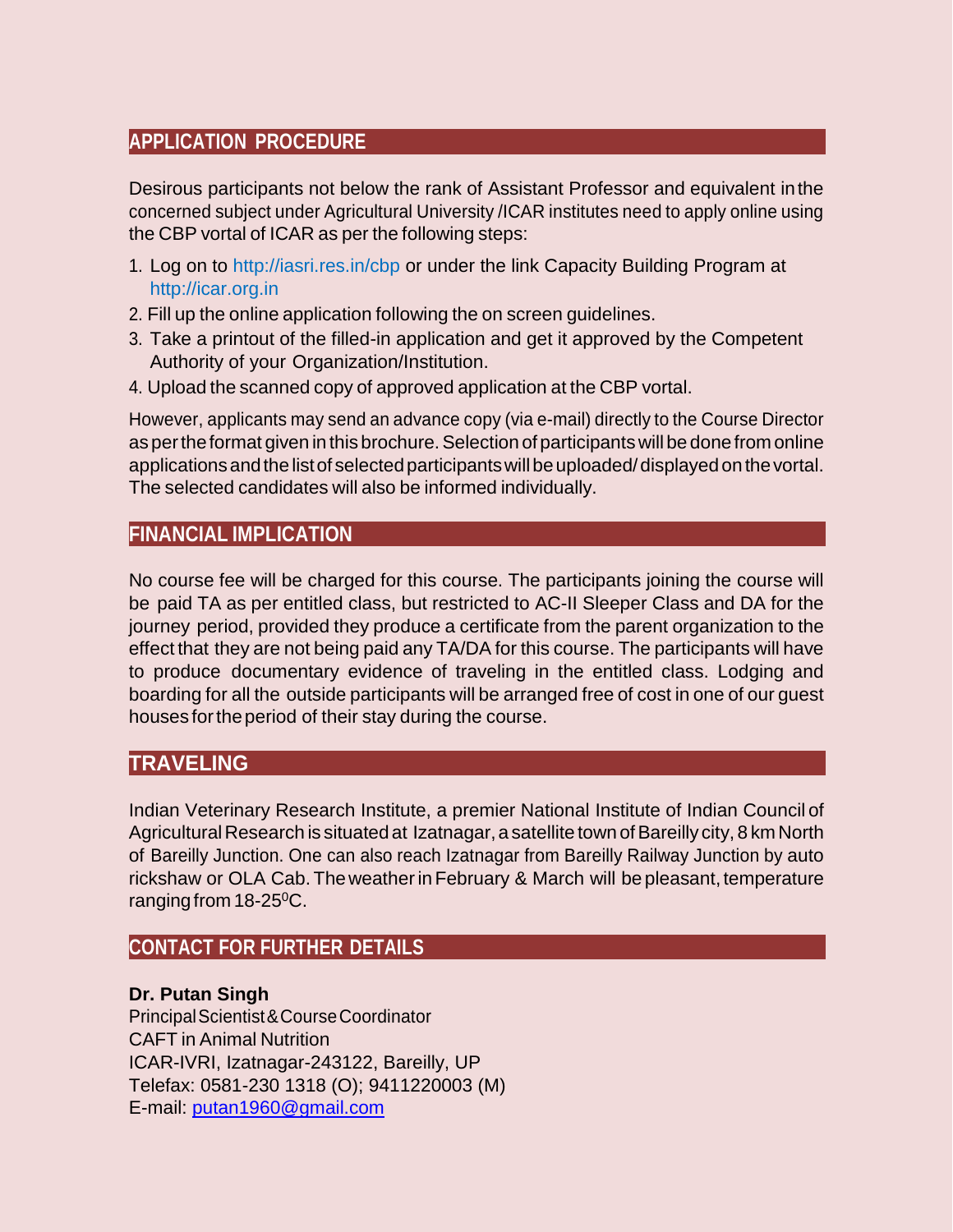## APPLICATION PROCEDURE

Desirous participants not below the rank of Assistant Professor and equivalent in the concerned subject under Agricultural University /ICAR institutes need to apply online using the CBP vortal of ICAR as per the following steps:

1. Log on to http://iasri.res.in/cbp or under the link Capacity Building Program at http://icar.org.in
2. Fill up the online application following the on screen guidelines.
3. Take a printout of the filled-in application and get it approved by the Competent Authority of your Organization/Institution.
4. Upload the scanned copy of approved application at the CBP vortal.

However, applicants may send an advance copy (via e-mail) directly to the Course Director as per the format given in this brochure. Selection of participants will be done from online applications and the list of selected participants will be uploaded/ displayed on the vortal. The selected candidates will also be informed individually.

## FINANCIAL IMPLICATION

No course fee will be charged for this course. The participants joining the course will be paid TA as per entitled class, but restricted to AC-II Sleeper Class and DA for the journey period, provided they produce a certificate from the parent organization to the effect that they are not being paid any TA/DA for this course. The participants will have to produce documentary evidence of traveling in the entitled class. Lodging and boarding for all the outside participants will be arranged free of cost in one of our guest houses for the period of their stay during the course.

## TRAVELING

Indian Veterinary Research Institute, a premier National Institute of Indian Council of Agricultural Research is situated at Izatnagar, a satellite town of Bareilly city, 8 km North of Bareilly Junction. One can also reach Izatnagar from Bareilly Railway Junction by auto rickshaw or OLA Cab. The weather in February & March will be pleasant, temperature ranging from 18-25$^0$C.

## CONTACT FOR FURTHER DETAILS

**Dr. Putan Singh**
Principal Scientist & Course Coordinator
CAFT in Animal Nutrition
ICAR-IVRI, Izatnagar-243122, Bareilly, UP
Telefax: 0581-230 1318 (O); 9411220003 (M)
E-mail: putan1960@gmail.com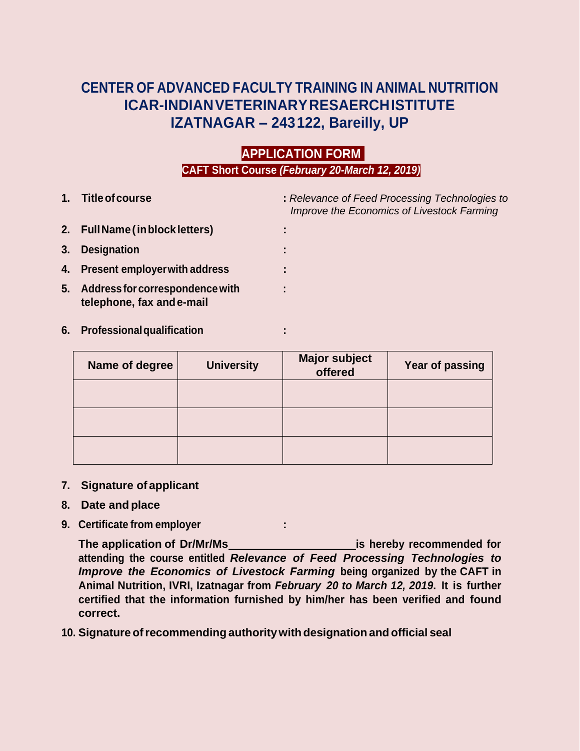# CENTER OF ADVANCED FACULTY TRAINING IN ANIMAL NUTRITION
# ICAR-INDIAN VETERINARY RESAERCH ISTITUTE
# IZATNAGAR – 243122, Bareilly, UP

## APPLICATION FORM

**CAFT Short Course *(February 20-March 12, 2019)***

1. **Title of course** : *Relevance of Feed Processing Technologies to Improve the Economics of Livestock Farming*
2. **Full Name (in block letters)** :
3. **Designation** :
4. **Present employer with address** :
5. **Address for correspondence with telephone, fax and e-mail** :
6. **Professional qualification** :

| Name of degree | University | Major subject offered | Year of passing |
|---|---|---|---|
| | | | |
| | | | |
| | | | |

7. **Signature of applicant**
8. **Date and place**
9. **Certificate from employer** :

   **The application of Dr/Mr/Ms\_\_\_\_\_\_\_\_\_\_\_\_\_\_\_\_\_\_\_\_ is hereby recommended for attending the course entitled *Relevance of Feed Processing Technologies to Improve the Economics of Livestock Farming* being organized by the CAFT in Animal Nutrition, IVRI, Izatnagar from *February 20 to March 12, 2019*. It is further certified that the information furnished by him/her has been verified and found correct.**

10. **Signature of recommending authority with designation and official seal**